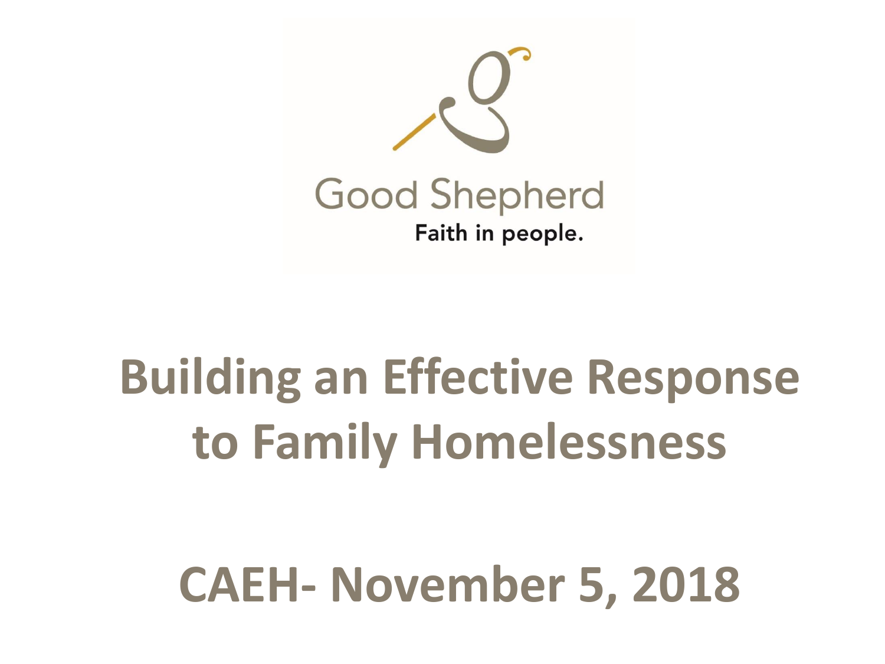Good Shepherd

Faith in people.

# Building an Effective Response to Family Homelessness

## CAEH- November 5, 2018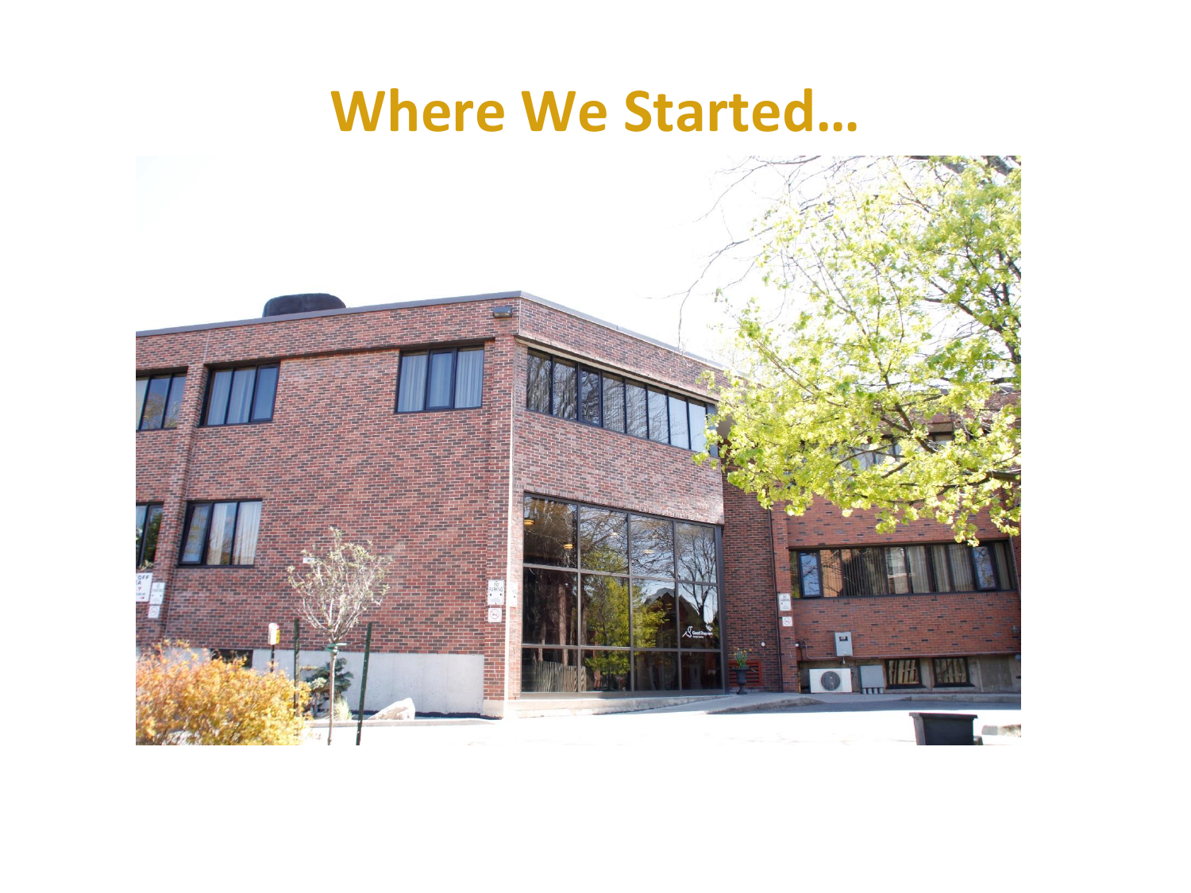# Where We Started…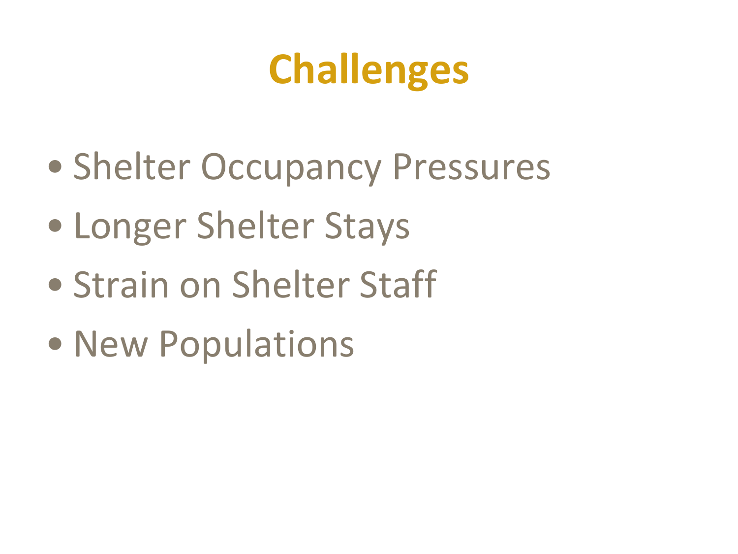# Challenges

- Shelter Occupancy Pressures
- Longer Shelter Stays
- Strain on Shelter Staff
- New Populations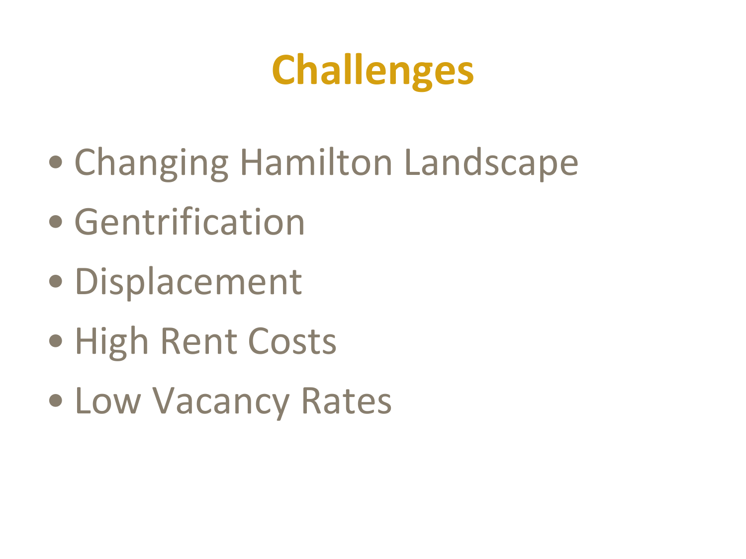# Challenges

- Changing Hamilton Landscape
- Gentrification
- Displacement
- High Rent Costs
- Low Vacancy Rates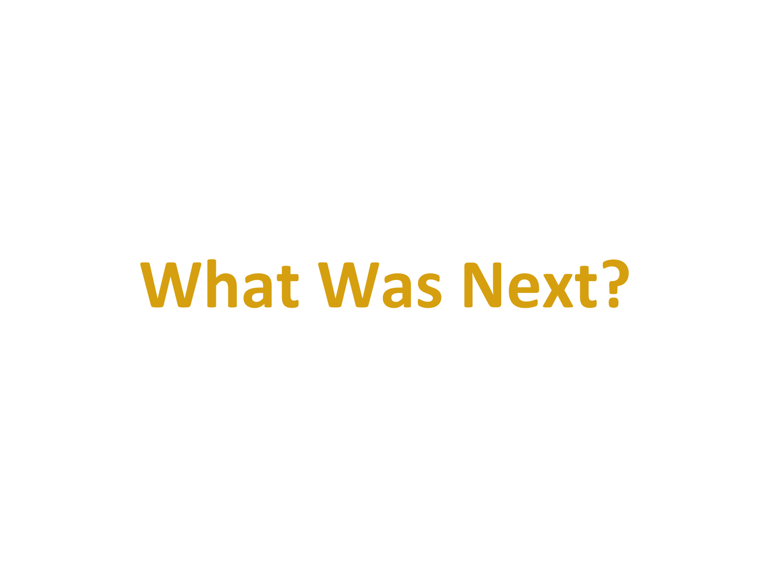# What Was Next?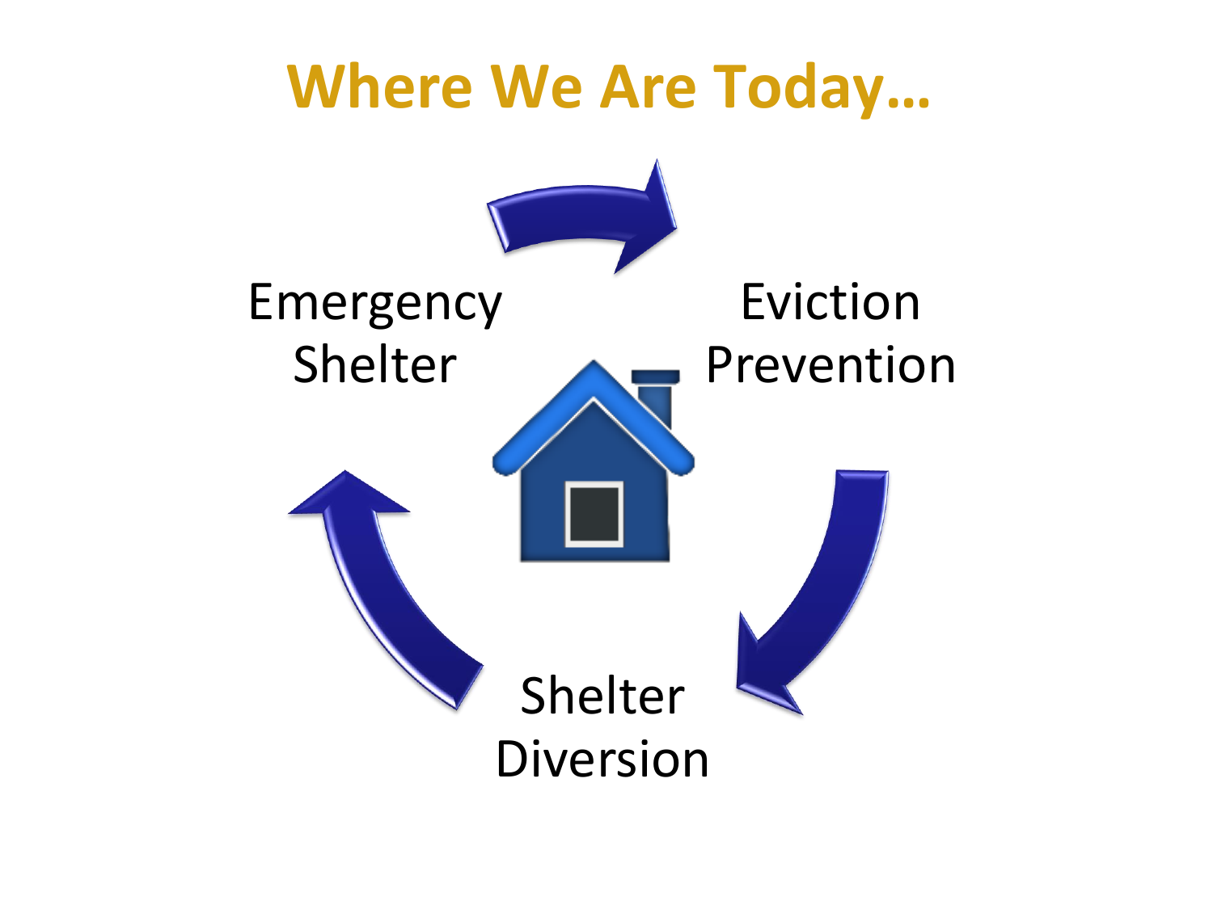# Where We Are Today…

Emergency Shelter

Eviction Prevention

Shelter Diversion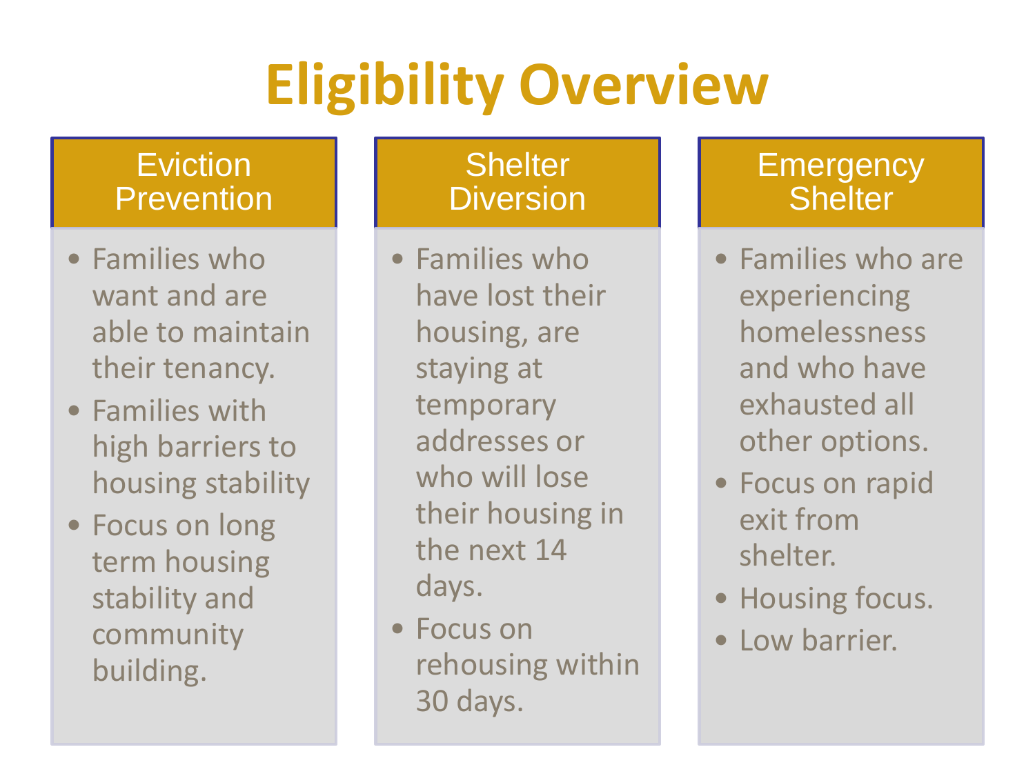# Eligibility Overview

## Eviction Prevention

- Families who want and are able to maintain their tenancy.
- Families with high barriers to housing stability
- Focus on long term housing stability and community building.

## Shelter Diversion

- Families who have lost their housing, are staying at temporary addresses or who will lose their housing in the next 14 days.
- Focus on rehousing within 30 days.

## Emergency Shelter

- Families who are experiencing homelessness and who have exhausted all other options.
- Focus on rapid exit from shelter.
- Housing focus.
- Low barrier.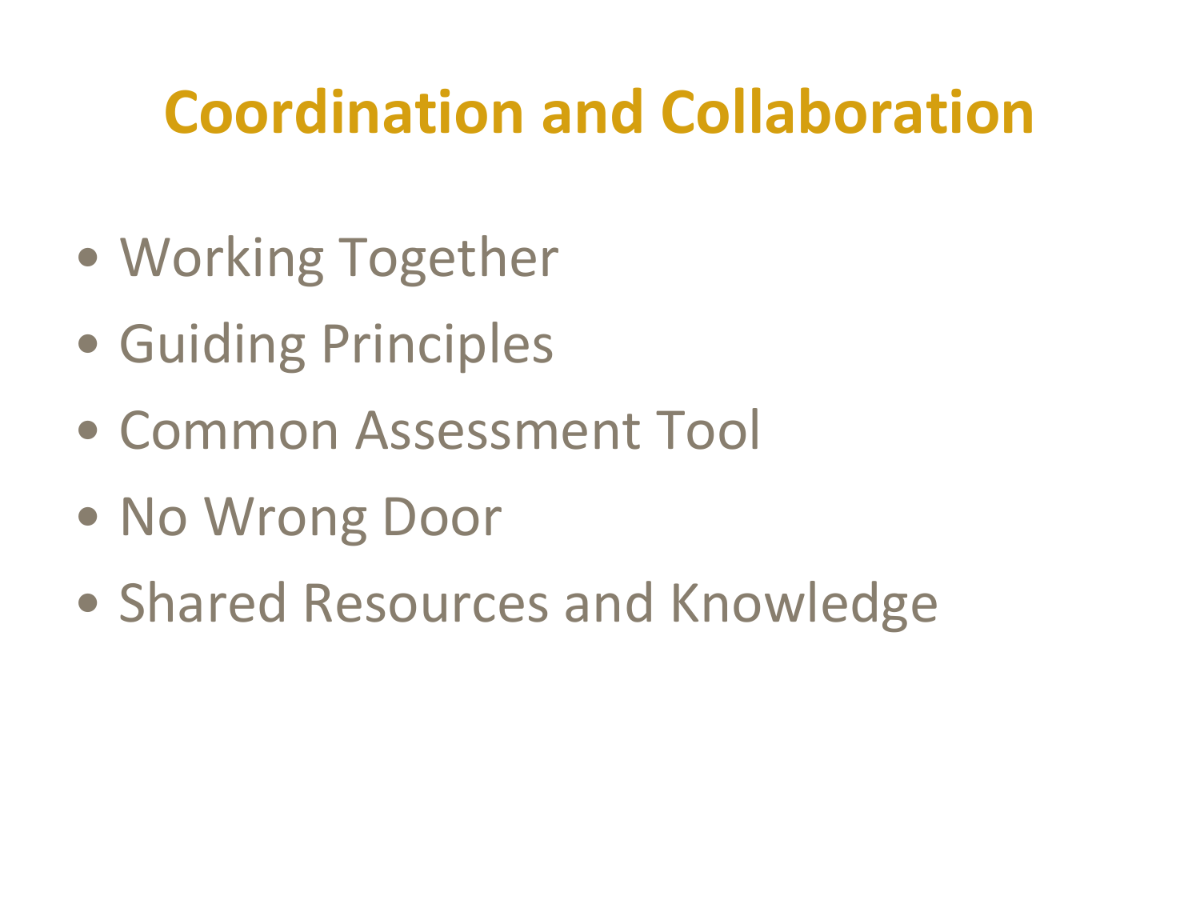# Coordination and Collaboration

- Working Together
- Guiding Principles
- Common Assessment Tool
- No Wrong Door
- Shared Resources and Knowledge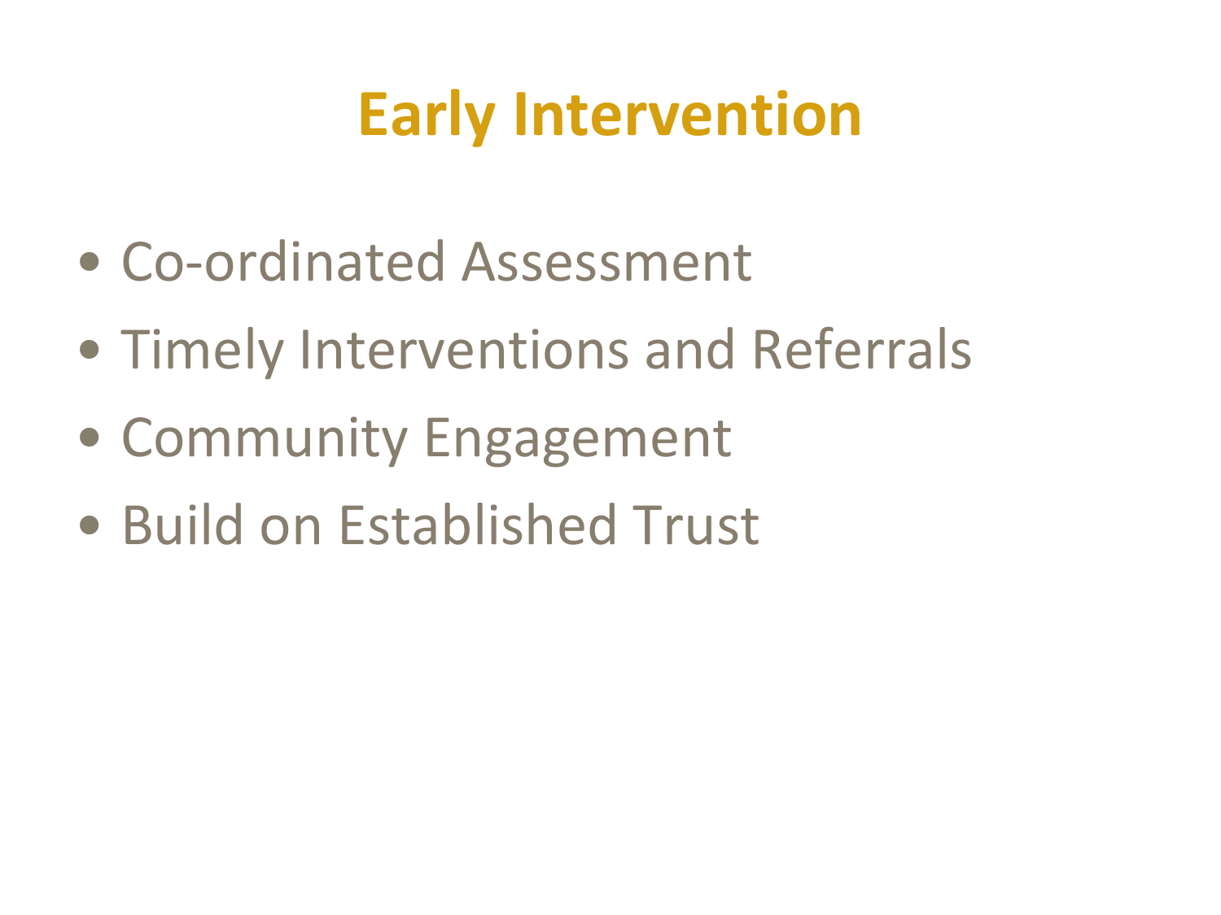# Early Intervention

- Co-ordinated Assessment
- Timely Interventions and Referrals
- Community Engagement
- Build on Established Trust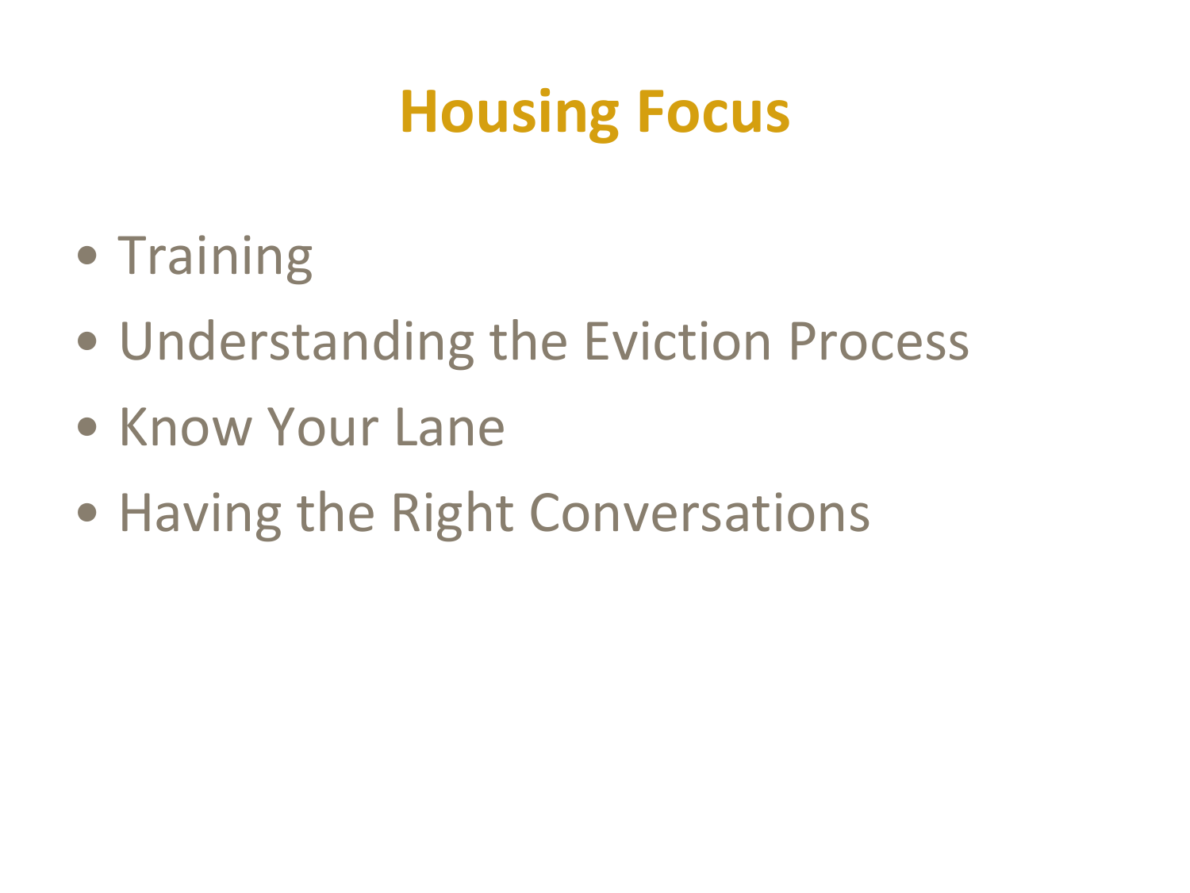# Housing Focus

- Training
- Understanding the Eviction Process
- Know Your Lane
- Having the Right Conversations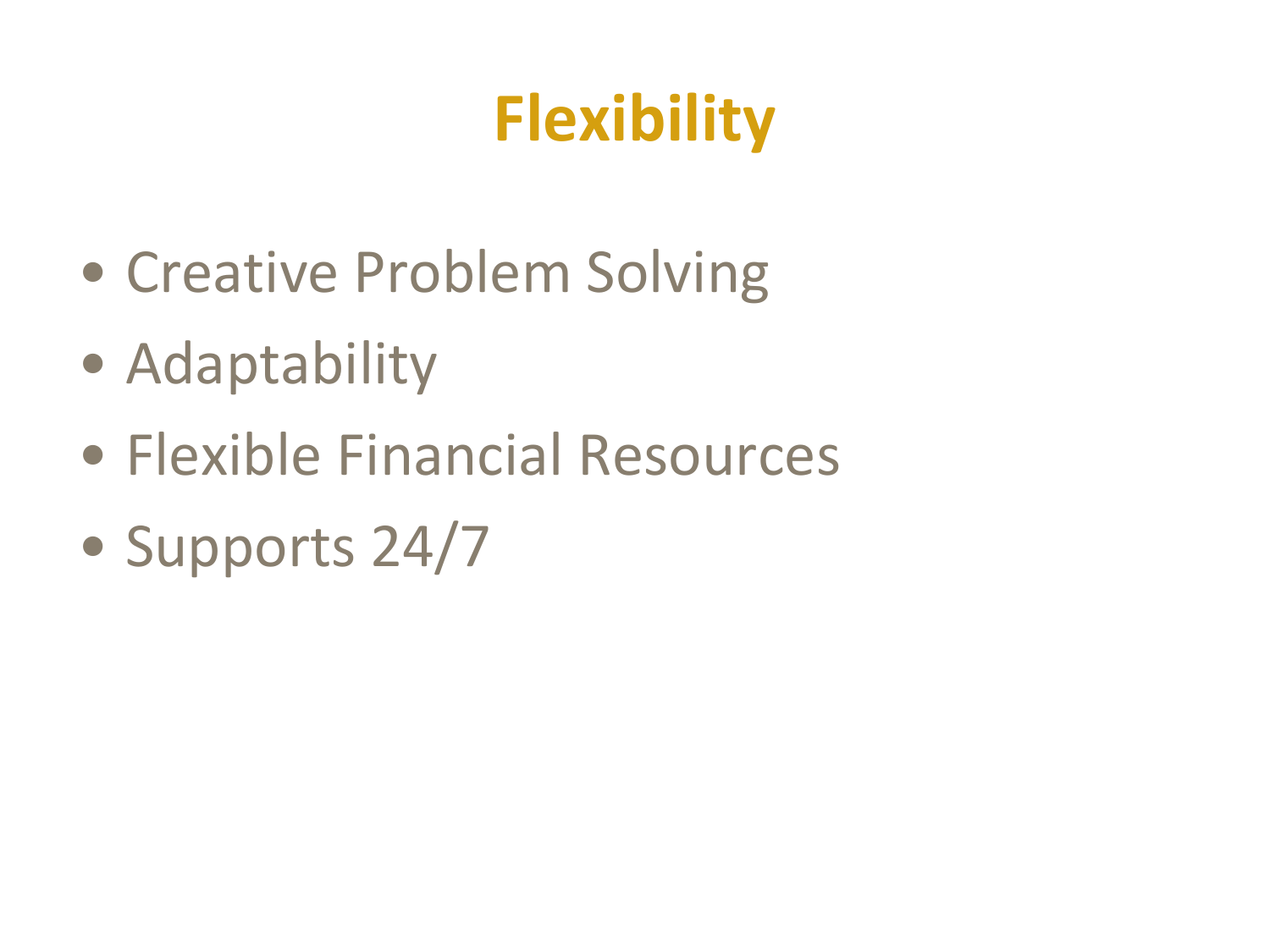# Flexibility

- Creative Problem Solving
- Adaptability
- Flexible Financial Resources
- Supports 24/7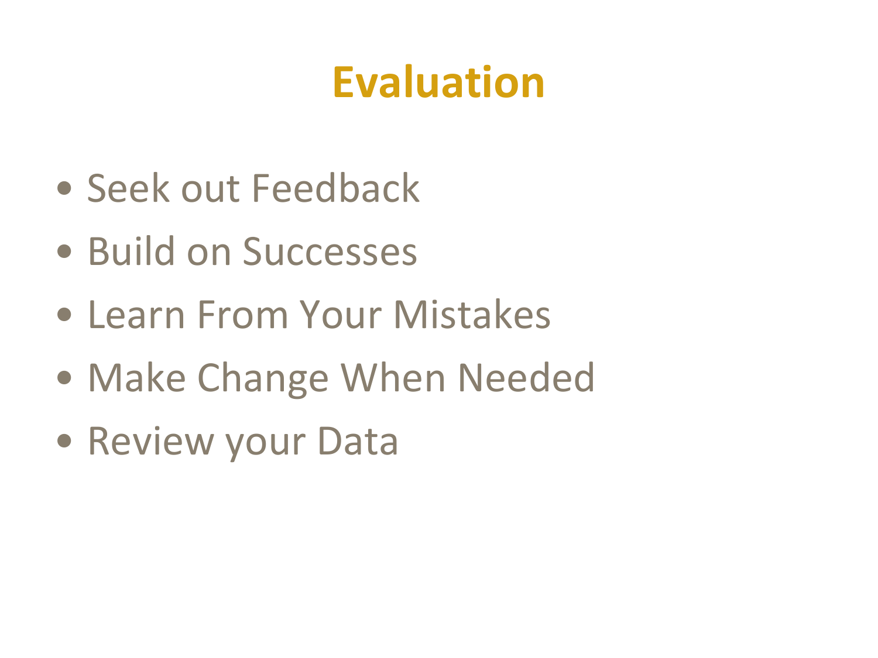# Evaluation

- Seek out Feedback
- Build on Successes
- Learn From Your Mistakes
- Make Change When Needed
- Review your Data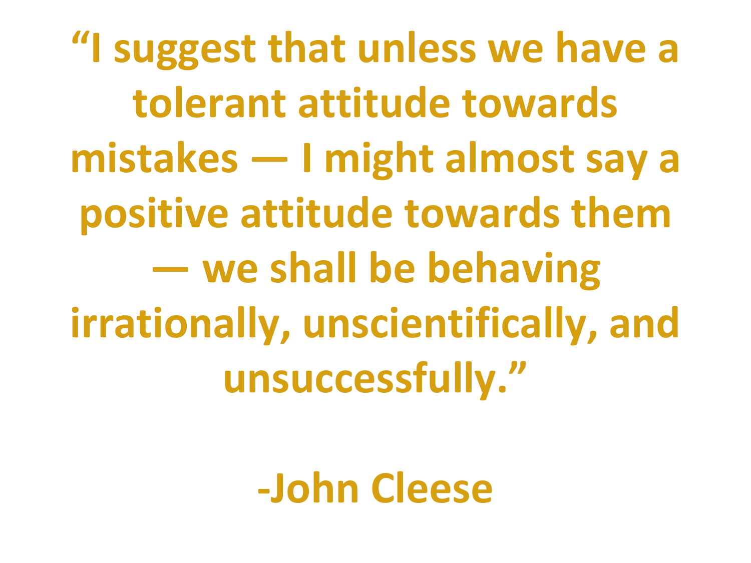**“I suggest that unless we have a tolerant attitude towards mistakes — I might almost say a positive attitude towards them — we shall be behaving irrationally, unscientifically, and unsuccessfully.”**

**-John Cleese**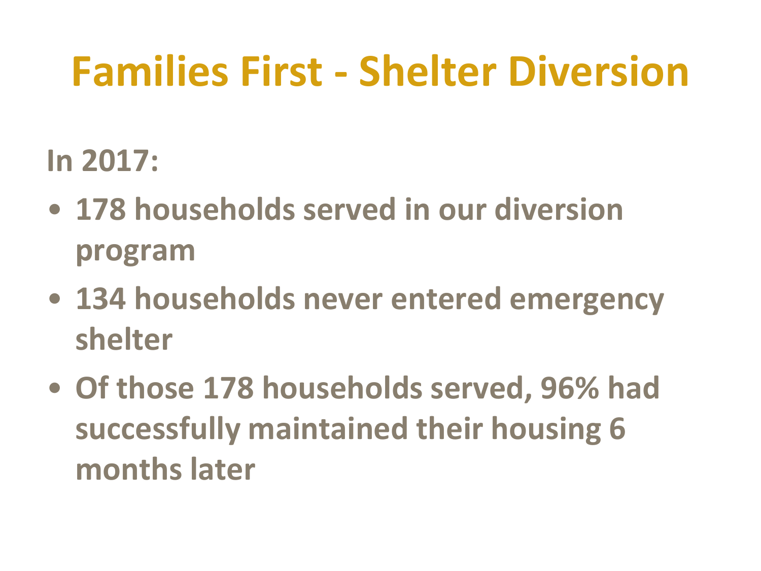# Families First - Shelter Diversion

**In 2017:**

- **178 households served in our diversion program**
- **134 households never entered emergency shelter**
- **Of those 178 households served, 96% had successfully maintained their housing 6 months later**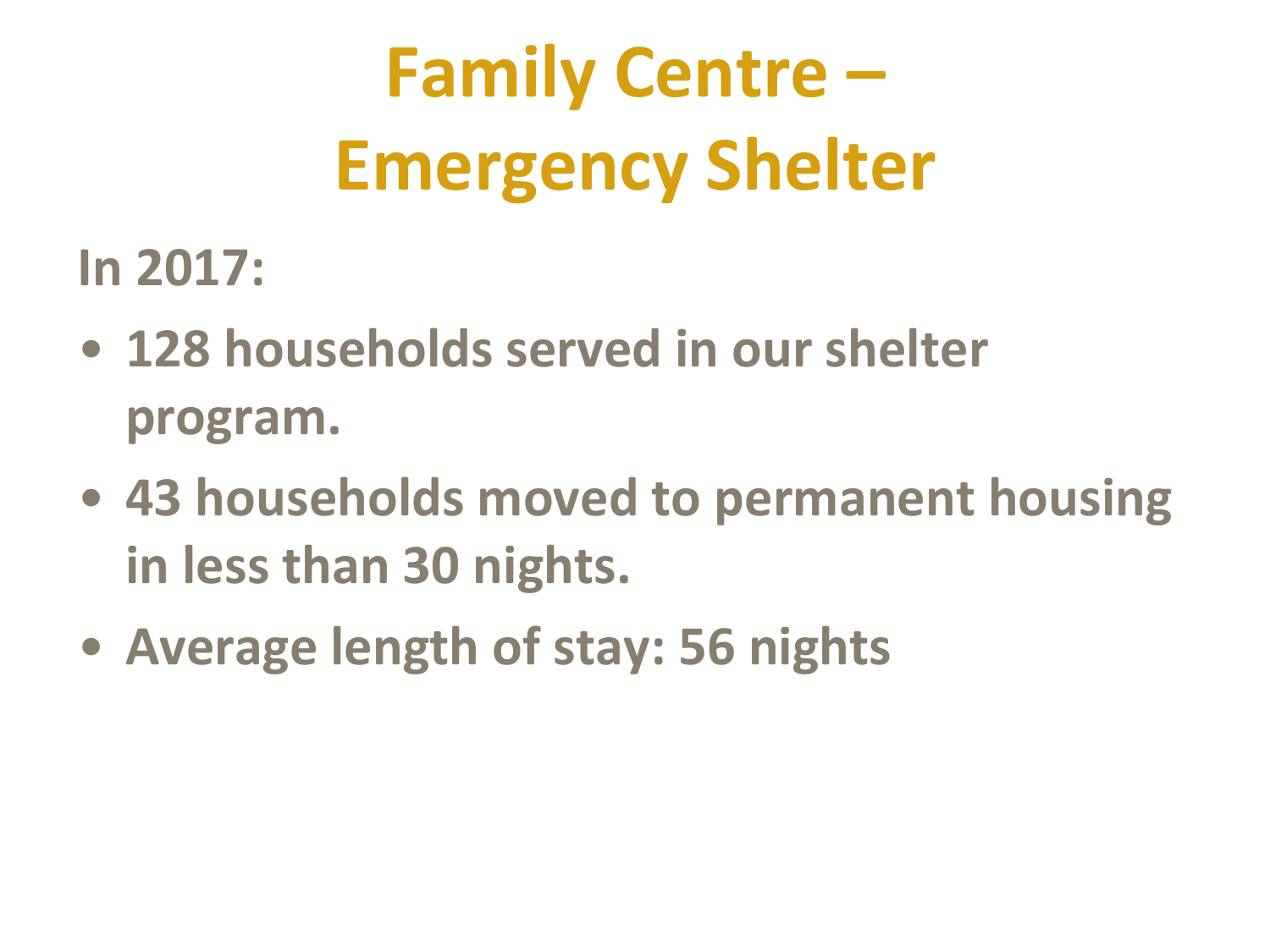# Family Centre – Emergency Shelter

**In 2017:**

- **128 households served in our shelter program.**
- **43 households moved to permanent housing in less than 30 nights.**
- **Average length of stay: 56 nights**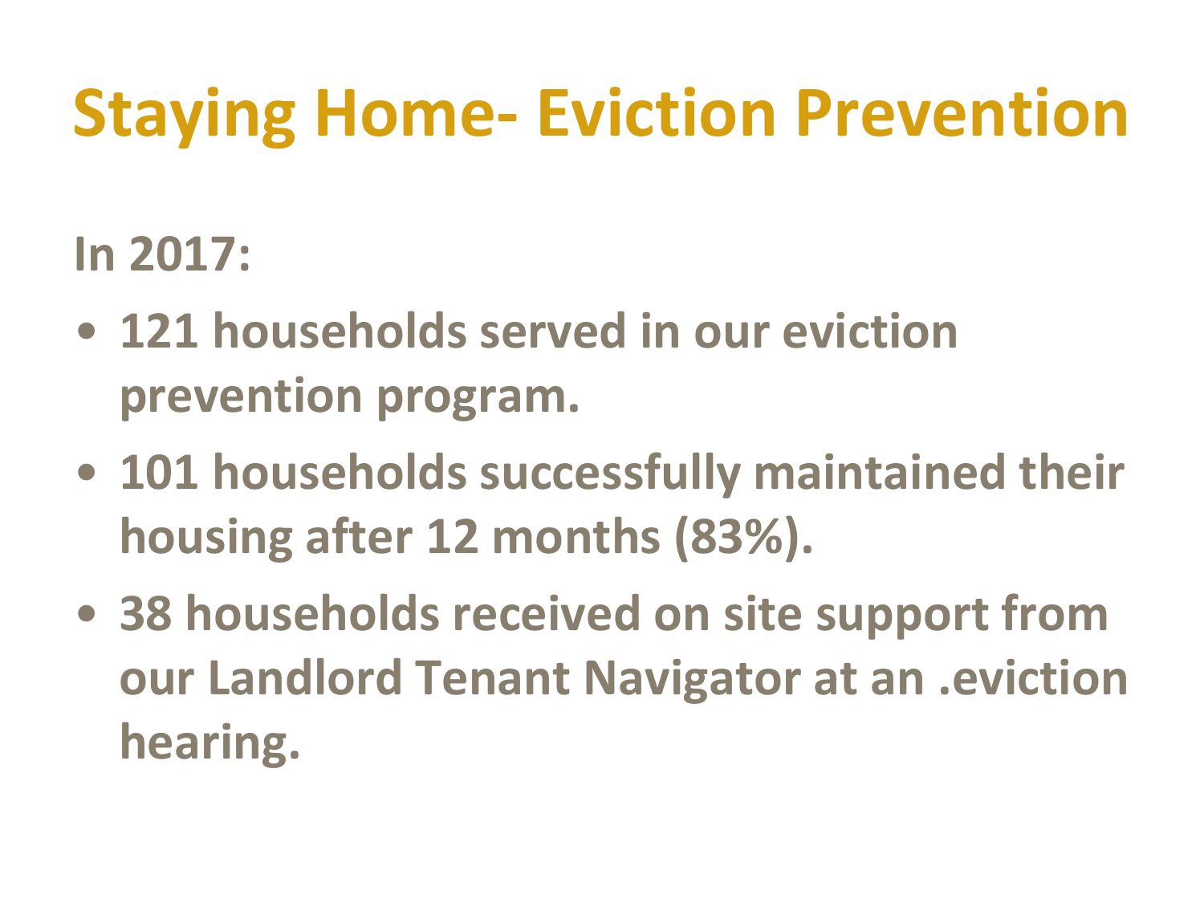# Staying Home- Eviction Prevention

**In 2017:**

- **121 households served in our eviction prevention program.**
- **101 households successfully maintained their housing after 12 months (83%).**
- **38 households received on site support from our Landlord Tenant Navigator at an .eviction hearing.**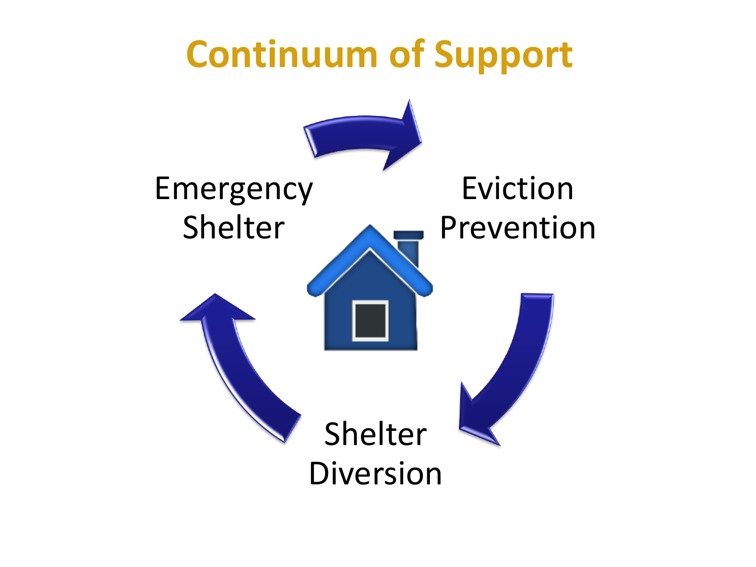# Continuum of Support

Emergency Shelter

Eviction Prevention

Shelter Diversion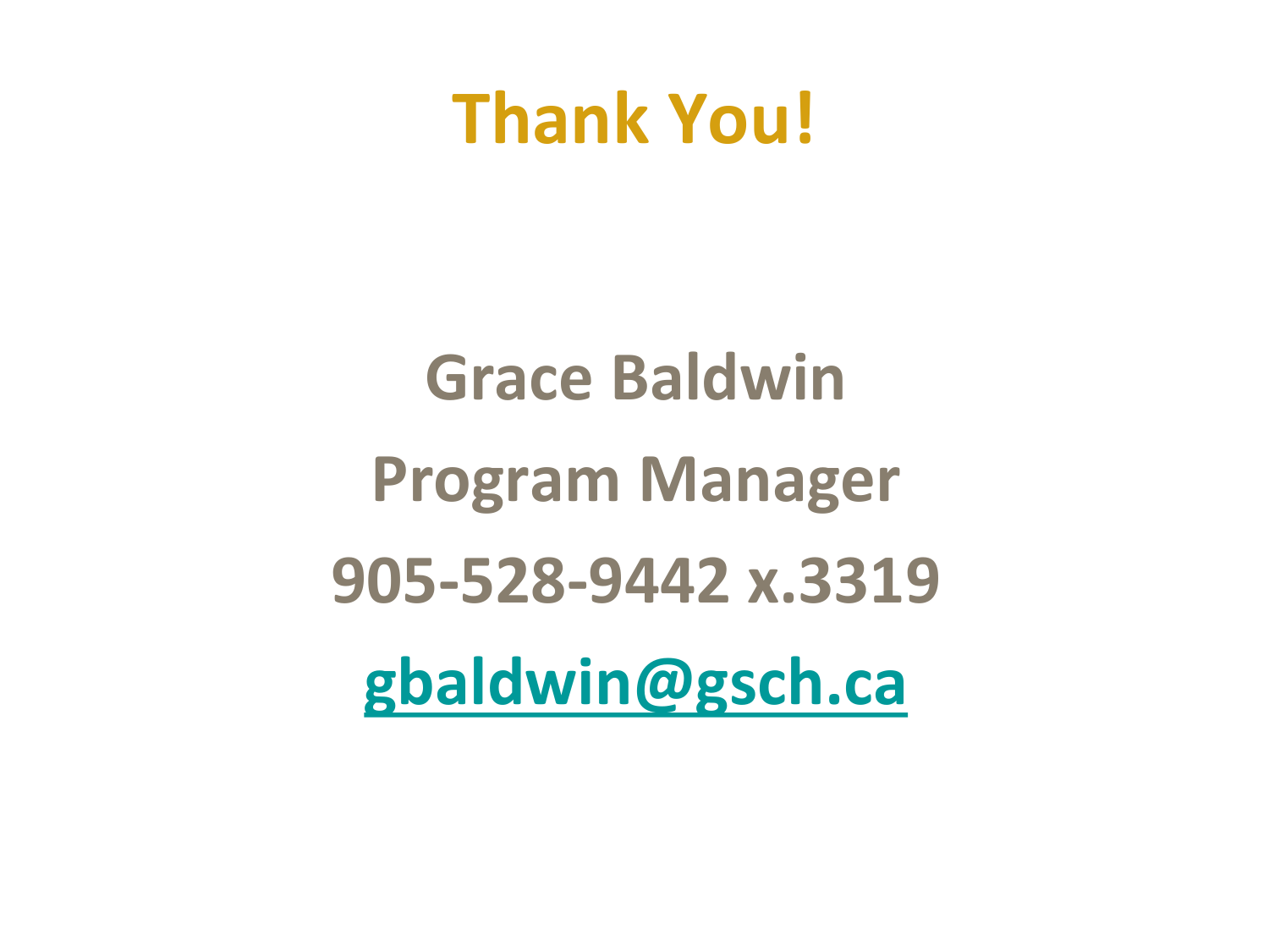# Thank You!

**Grace Baldwin**

**Program Manager**

**905-528-9442 x.3319**

**gbaldwin@gsch.ca**